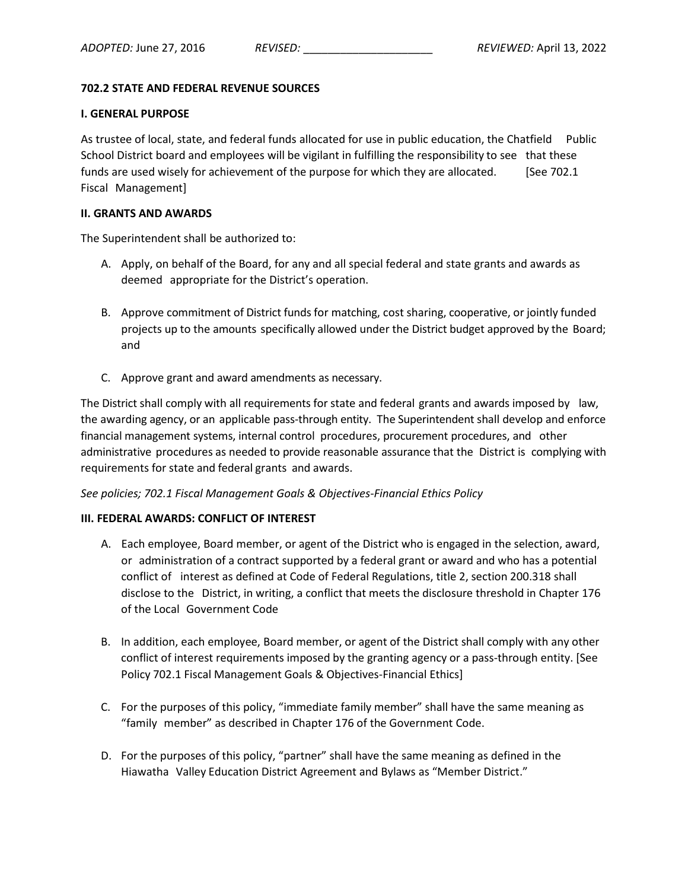*ADOPTED:* June 27, 2016 *REVISED:* ____________________ *REVIEWED:* April 13, 2022

**702.2 STATE AND FEDERAL REVENUE SOURCES**

**I. GENERAL PURPOSE**

As trustee of local, state, and federal funds allocated for use in public education, the Chatfield Public School District board and employees will be vigilant in fulfilling the responsibility to see that these funds are used wisely for achievement of the purpose for which they are allocated. [See 702.1 Fiscal Management]

**II. GRANTS AND AWARDS**

The Superintendent shall be authorized to:

A. Apply, on behalf of the Board, for any and all special federal and state grants and awards as deemed appropriate for the District's operation.

B. Approve commitment of District funds for matching, cost sharing, cooperative, or jointly funded projects up to the amounts specifically allowed under the District budget approved by the Board; and

C. Approve grant and award amendments as necessary.

The District shall comply with all requirements for state and federal grants and awards imposed by law, the awarding agency, or an applicable pass-through entity. The Superintendent shall develop and enforce financial management systems, internal control procedures, procurement procedures, and other administrative procedures as needed to provide reasonable assurance that the District is complying with requirements for state and federal grants and awards.

*See policies; 702.1 Fiscal Management Goals & Objectives-Financial Ethics Policy*

**III. FEDERAL AWARDS: CONFLICT OF INTEREST**

A. Each employee, Board member, or agent of the District who is engaged in the selection, award, or administration of a contract supported by a federal grant or award and who has a potential conflict of interest as defined at Code of Federal Regulations, title 2, section 200.318 shall disclose to the District, in writing, a conflict that meets the disclosure threshold in Chapter 176 of the Local Government Code

B. In addition, each employee, Board member, or agent of the District shall comply with any other conflict of interest requirements imposed by the granting agency or a pass-through entity. [See Policy 702.1 Fiscal Management Goals & Objectives-Financial Ethics]

C. For the purposes of this policy, "immediate family member" shall have the same meaning as "family member" as described in Chapter 176 of the Government Code.

D. For the purposes of this policy, "partner" shall have the same meaning as defined in the Hiawatha Valley Education District Agreement and Bylaws as "Member District."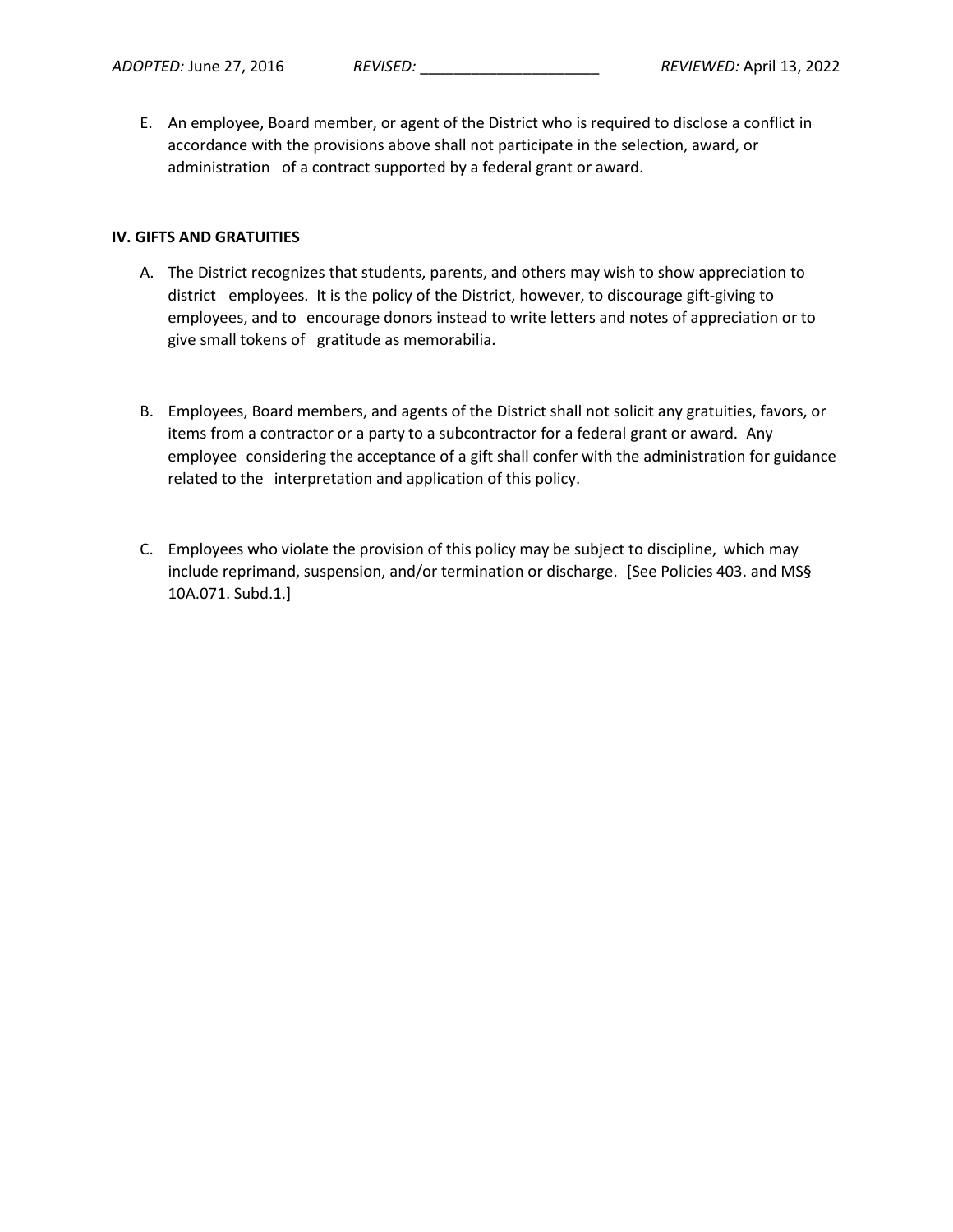E. An employee, Board member, or agent of the District who is required to disclose a conflict in accordance with the provisions above shall not participate in the selection, award, or administration of a contract supported by a federal grant or award.

**IV. GIFTS AND GRATUITIES**

A. The District recognizes that students, parents, and others may wish to show appreciation to district employees. It is the policy of the District, however, to discourage gift-giving to employees, and to encourage donors instead to write letters and notes of appreciation or to give small tokens of gratitude as memorabilia.

B. Employees, Board members, and agents of the District shall not solicit any gratuities, favors, or items from a contractor or a party to a subcontractor for a federal grant or award. Any employee considering the acceptance of a gift shall confer with the administration for guidance related to the interpretation and application of this policy.

C. Employees who violate the provision of this policy may be subject to discipline, which may include reprimand, suspension, and/or termination or discharge. [See Policies 403. and MS§ 10A.071. Subd.1.]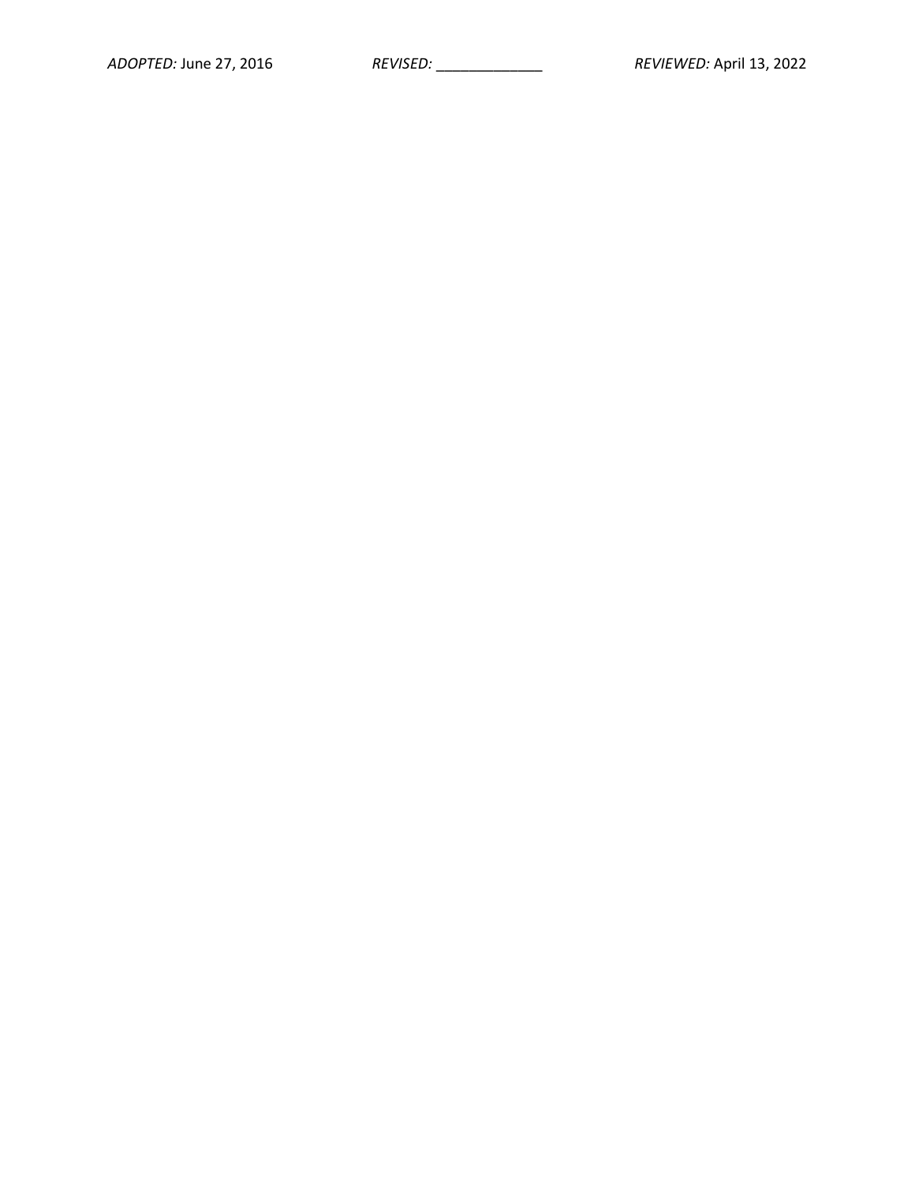*ADOPTED:* June 27, 2016 *REVISED:* _____________ *REVIEWED:* April 13, 2022